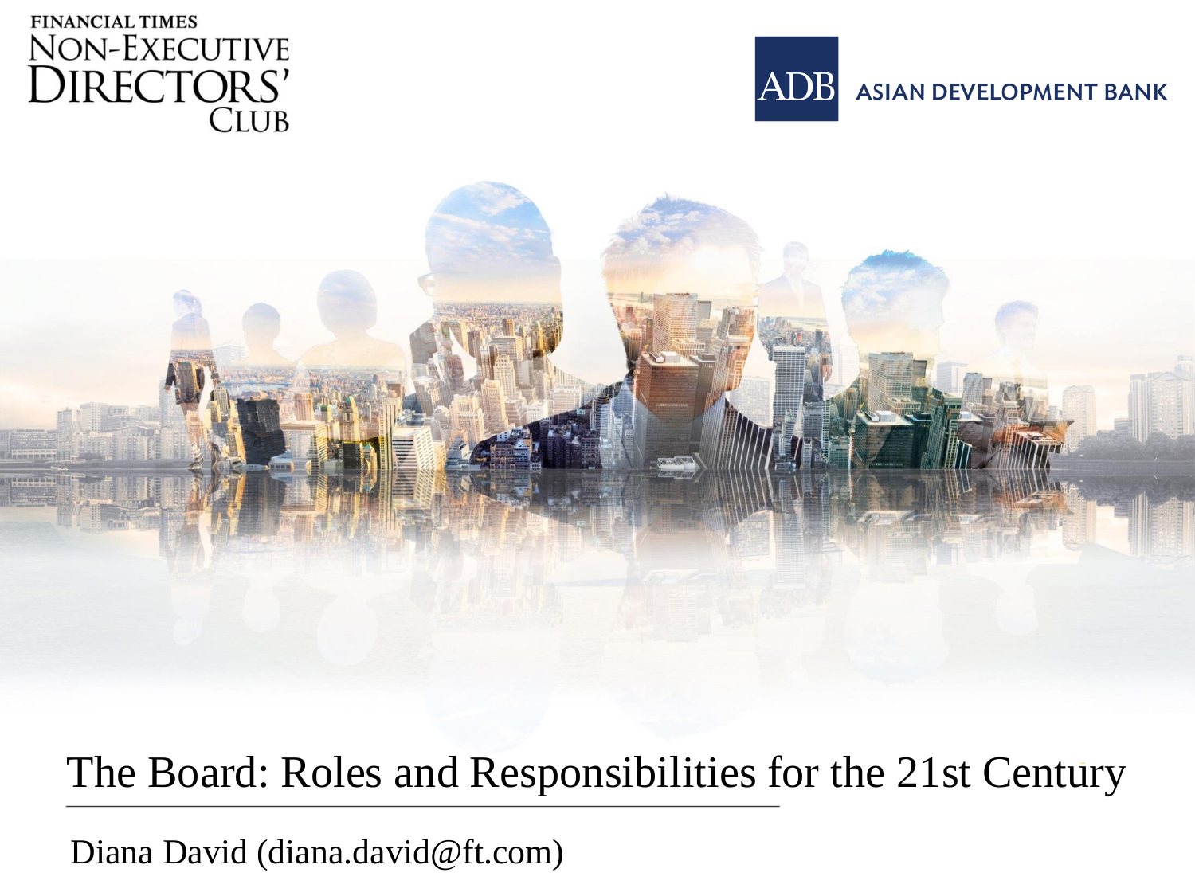FINANCIAL TIMES NON-EXECUTIVE DIRECTORS' CLUB

ADB ASIAN DEVELOPMENT BANK

# The Board: Roles and Responsibilities for the 21st Century

Diana David (diana.david@ft.com)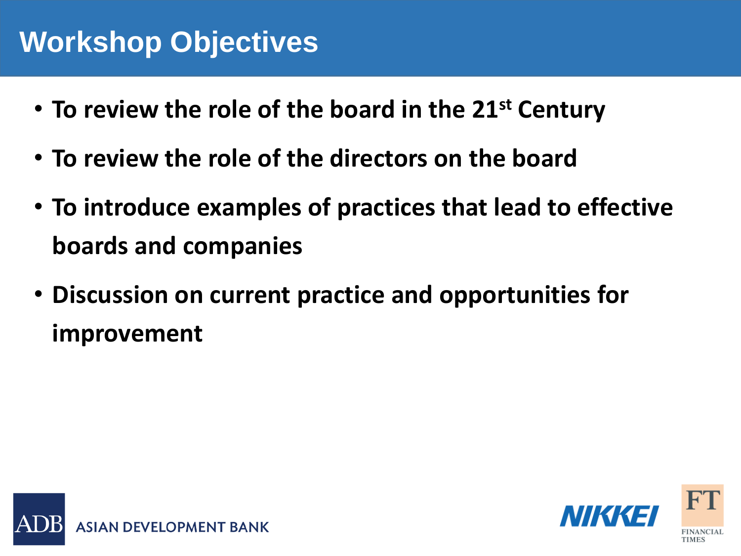# Workshop Objectives

- To review the role of the board in the 21st Century
- To review the role of the directors on the board
- To introduce examples of practices that lead to effective boards and companies
- Discussion on current practice and opportunities for improvement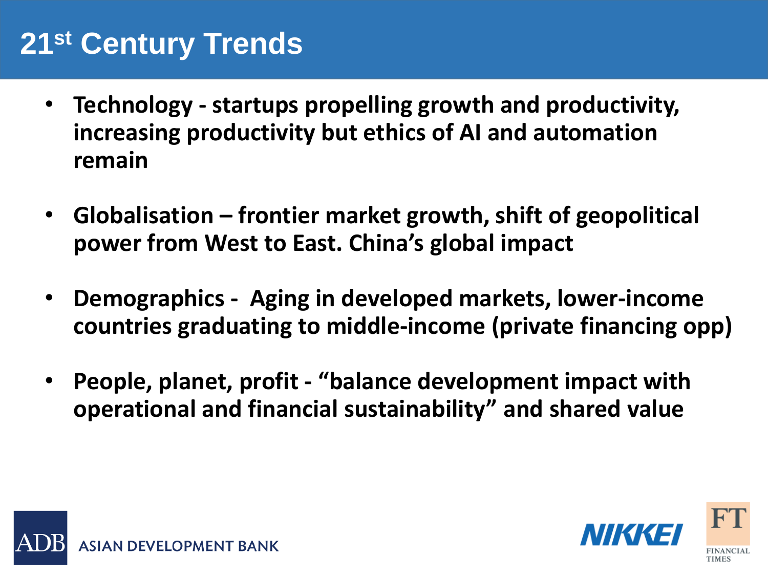# 21st Century Trends

- **Technology - startups propelling growth and productivity, increasing productivity but ethics of AI and automation remain**
- **Globalisation – frontier market growth, shift of geopolitical power from West to East. China's global impact**
- **Demographics - Aging in developed markets, lower-income countries graduating to middle-income (private financing opp)**
- **People, planet, profit - "balance development impact with operational and financial sustainability" and shared value**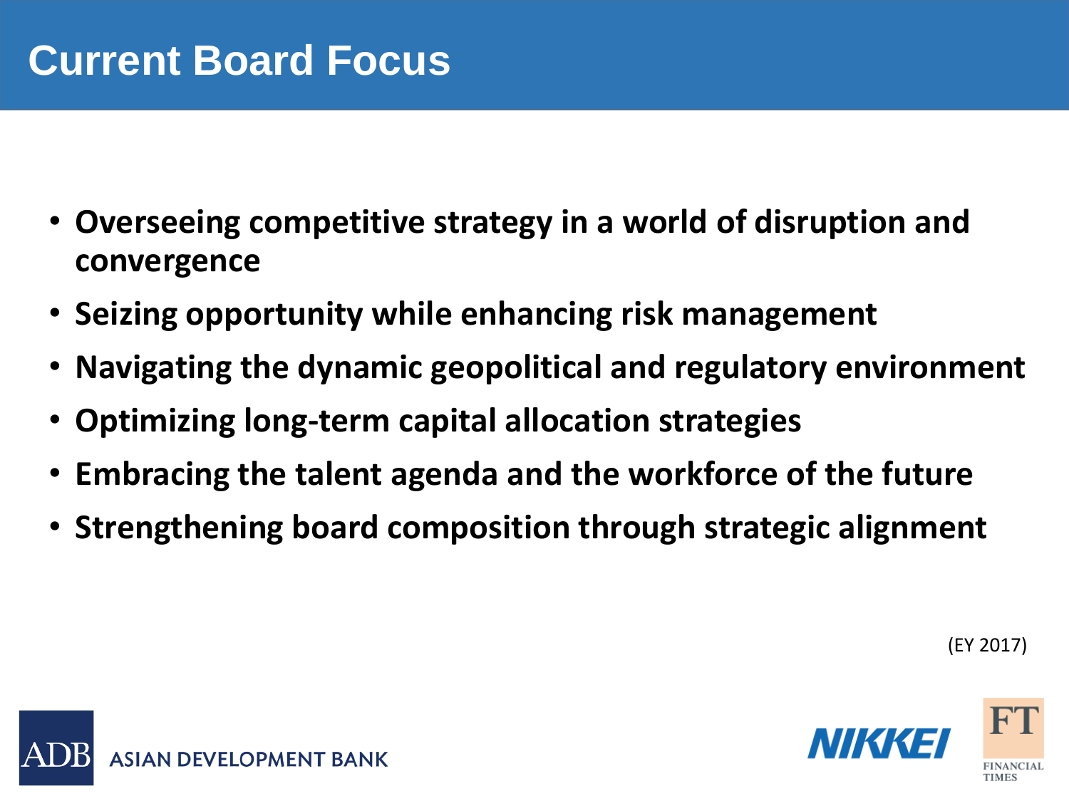# Current Board Focus

- **Overseeing competitive strategy in a world of disruption and convergence**
- **Seizing opportunity while enhancing risk management**
- **Navigating the dynamic geopolitical and regulatory environment**
- **Optimizing long-term capital allocation strategies**
- **Embracing the talent agenda and the workforce of the future**
- **Strengthening board composition through strategic alignment**

(EY 2017)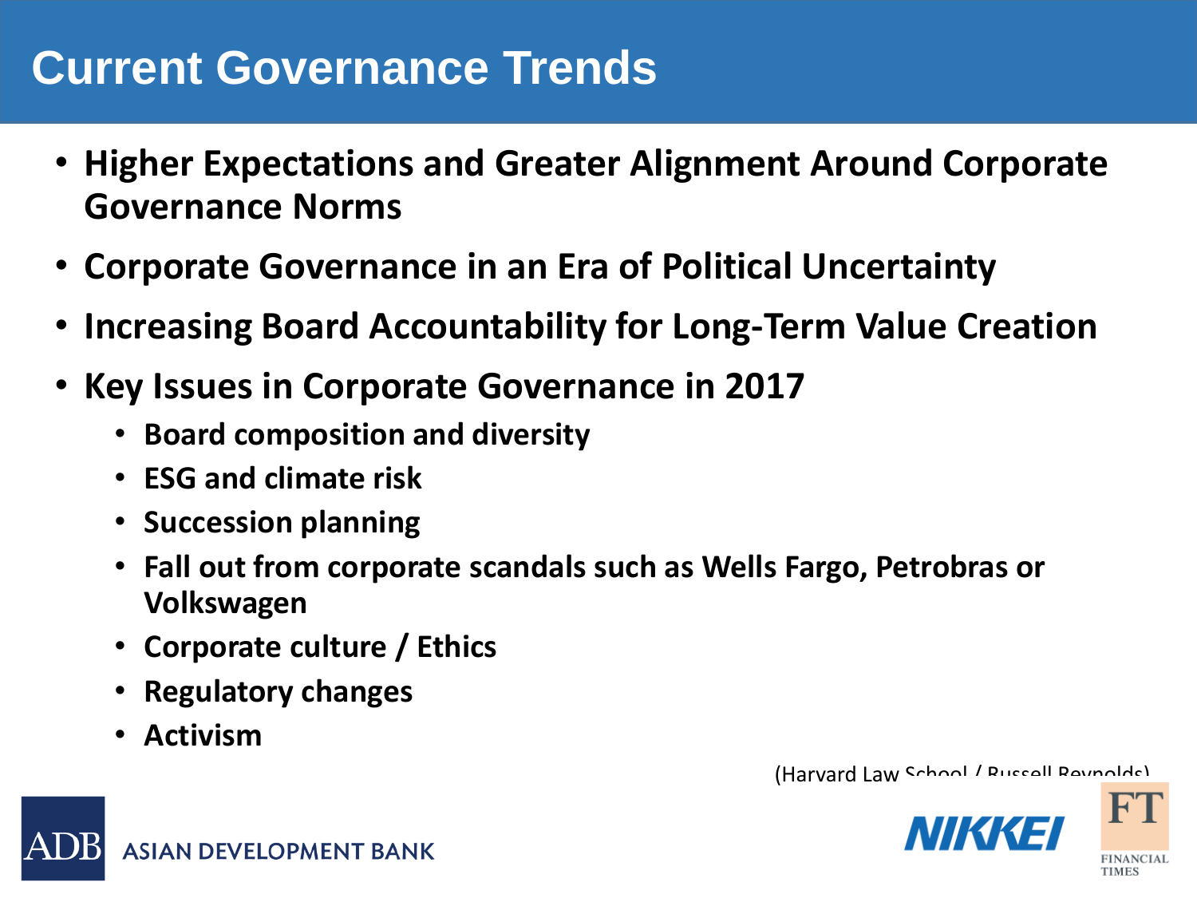# Current Governance Trends

- **Higher Expectations and Greater Alignment Around Corporate Governance Norms**
- **Corporate Governance in an Era of Political Uncertainty**
- **Increasing Board Accountability for Long-Term Value Creation**
- **Key Issues in Corporate Governance in 2017**
  - **Board composition and diversity**
  - **ESG and climate risk**
  - **Succession planning**
  - **Fall out from corporate scandals such as Wells Fargo, Petrobras or Volkswagen**
  - **Corporate culture / Ethics**
  - **Regulatory changes**
  - **Activism**

(Harvard Law School / Russell Reynolds)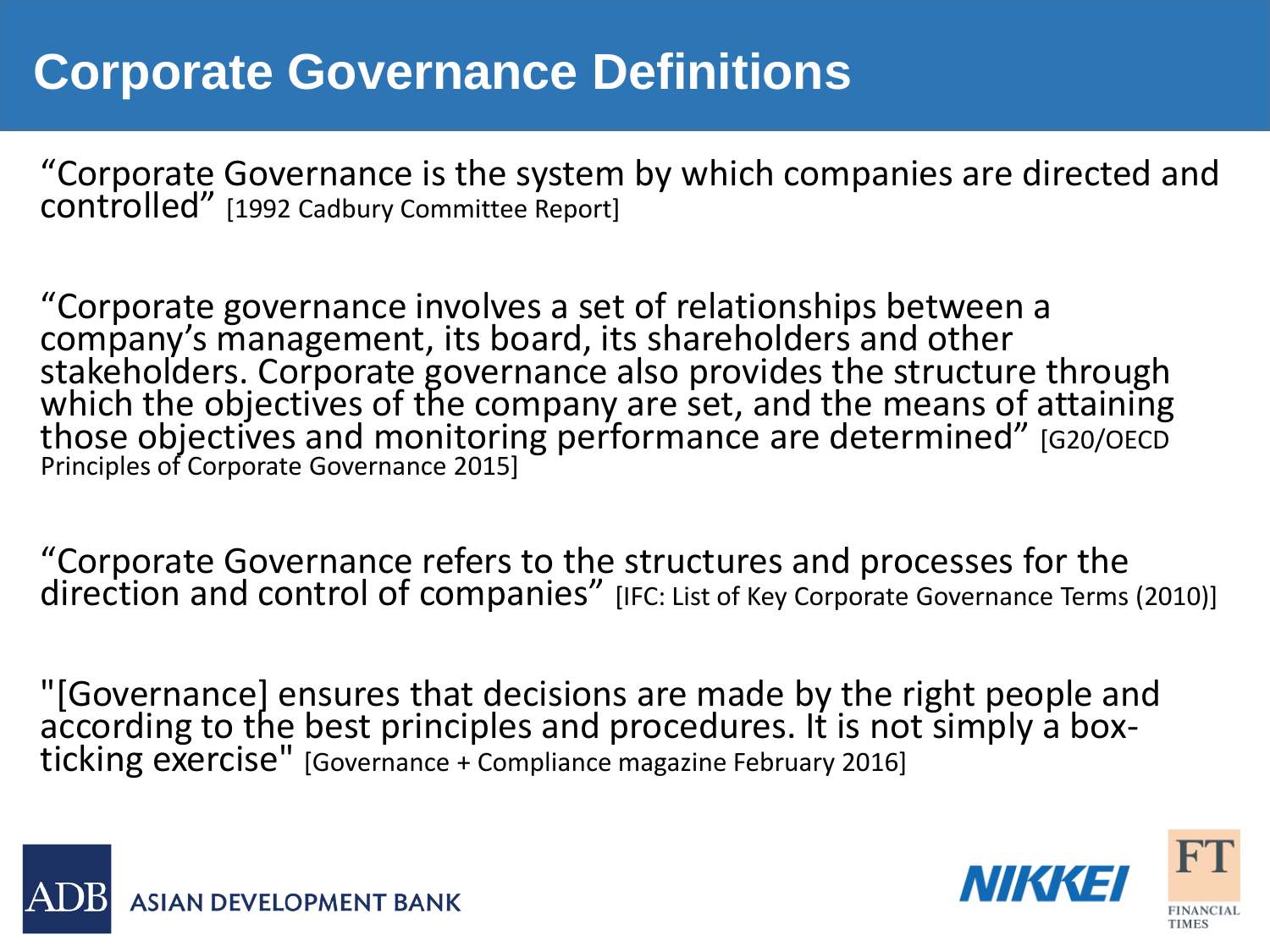# Corporate Governance Definitions

"Corporate Governance is the system by which companies are directed and controlled" [1992 Cadbury Committee Report]

"Corporate governance involves a set of relationships between a company's management, its board, its shareholders and other stakeholders. Corporate governance also provides the structure through which the objectives of the company are set, and the means of attaining those objectives and monitoring performance are determined" [G20/OECD Principles of Corporate Governance 2015]

"Corporate Governance refers to the structures and processes for the direction and control of companies" [IFC: List of Key Corporate Governance Terms (2010)]

"[Governance] ensures that decisions are made by the right people and according to the best principles and procedures. It is not simply a box-ticking exercise" [Governance + Compliance magazine February 2016]

ADB ASIAN DEVELOPMENT BANK

NIKKEI

FT FINANCIAL TIMES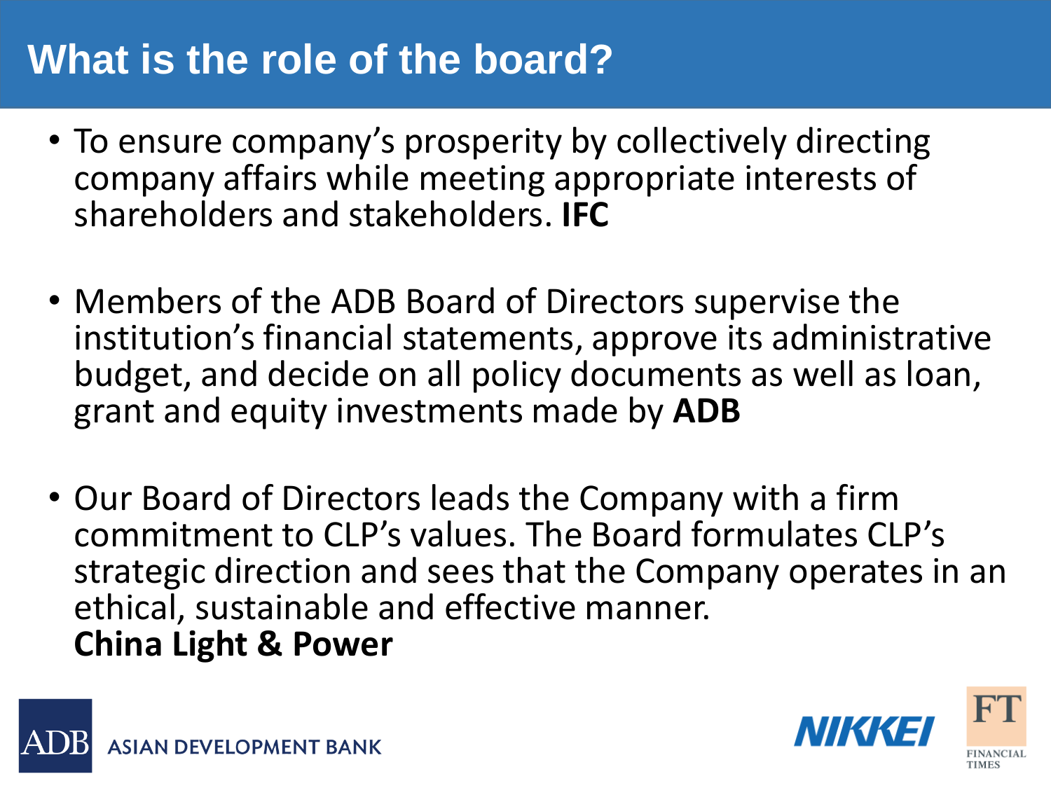# What is the role of the board?

- To ensure company's prosperity by collectively directing company affairs while meeting appropriate interests of shareholders and stakeholders. **IFC**

- Members of the ADB Board of Directors supervise the institution's financial statements, approve its administrative budget, and decide on all policy documents as well as loan, grant and equity investments made by **ADB**

- Our Board of Directors leads the Company with a firm commitment to CLP's values. The Board formulates CLP's strategic direction and sees that the Company operates in an ethical, sustainable and effective manner.
  **China Light & Power**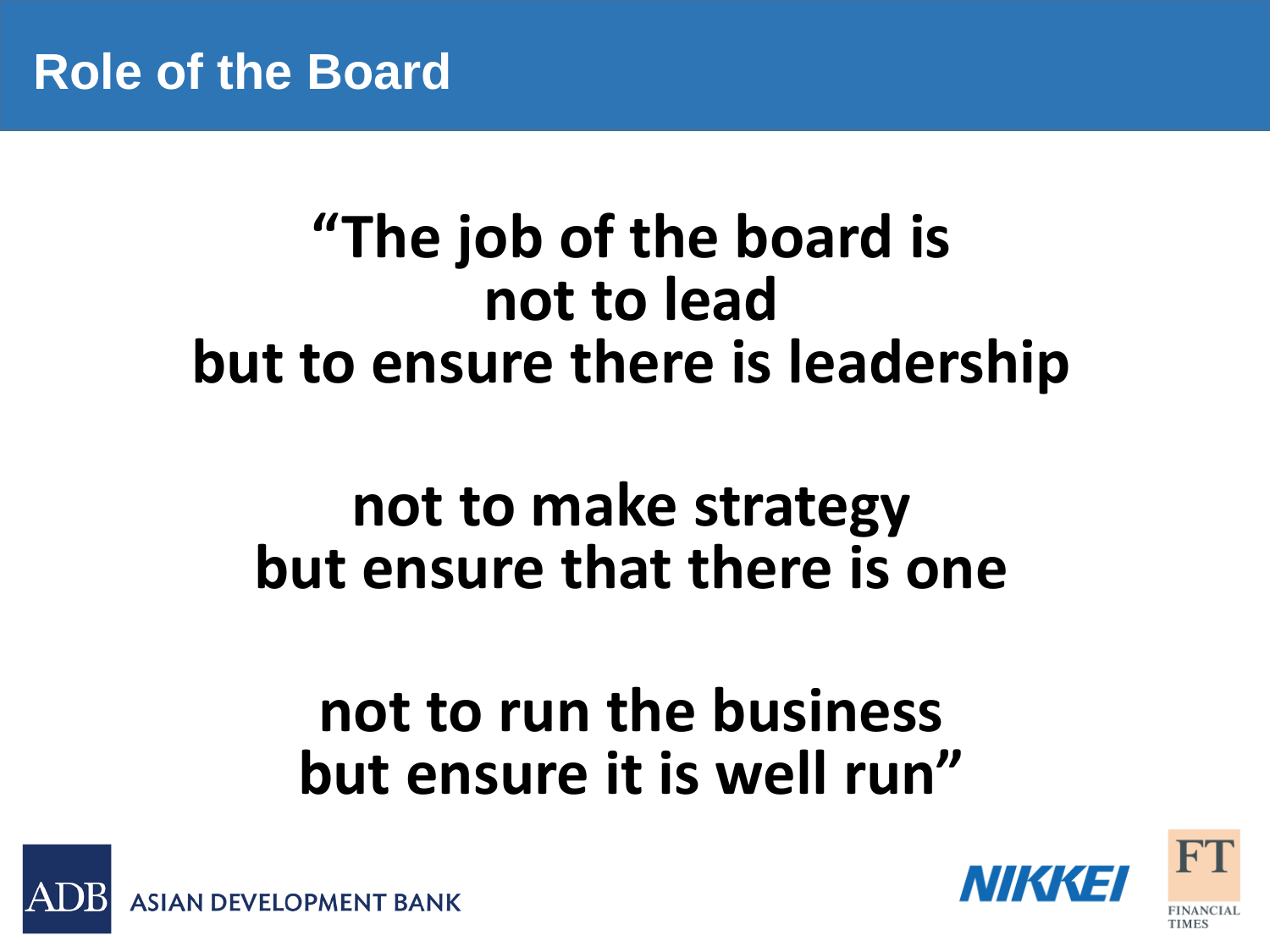# Role of the Board

**“The job of the board is
not to lead
but to ensure there is leadership**

**not to make strategy
but ensure that there is one**

**not to run the business
but ensure it is well run”**

ADB ASIAN DEVELOPMENT BANK

NIKKEI

FT FINANCIAL TIMES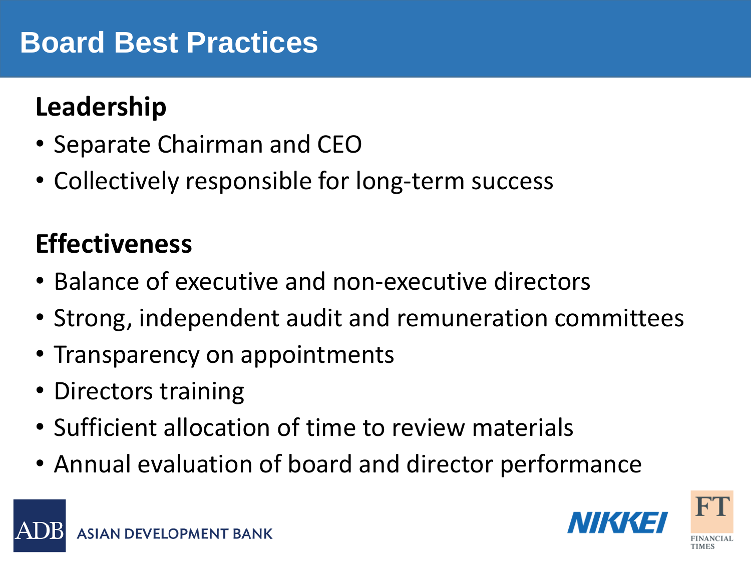# Board Best Practices

## Leadership

- Separate Chairman and CEO
- Collectively responsible for long-term success

## Effectiveness

- Balance of executive and non-executive directors
- Strong, independent audit and remuneration committees
- Transparency on appointments
- Directors training
- Sufficient allocation of time to review materials
- Annual evaluation of board and director performance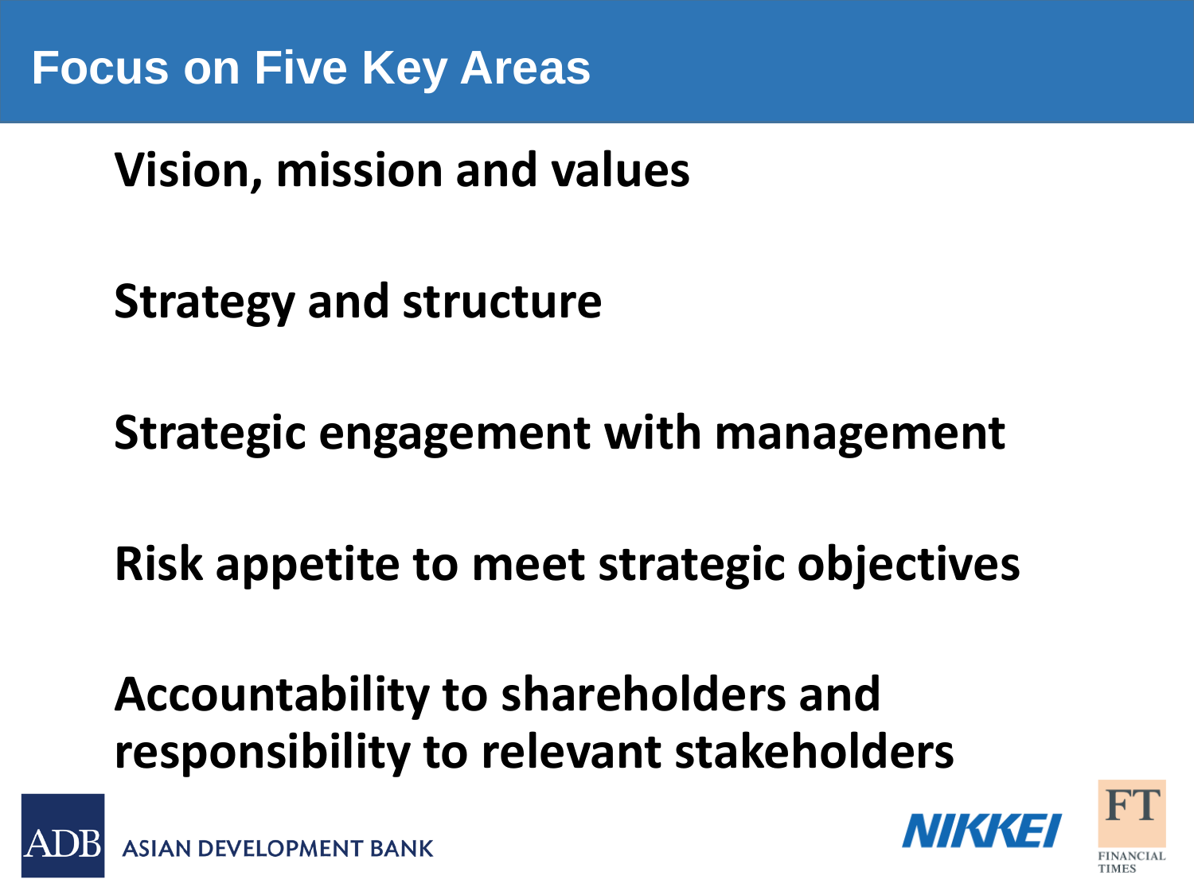# Focus on Five Key Areas

**Vision, mission and values**

**Strategy and structure**

**Strategic engagement with management**

**Risk appetite to meet strategic objectives**

**Accountability to shareholders and responsibility to relevant stakeholders**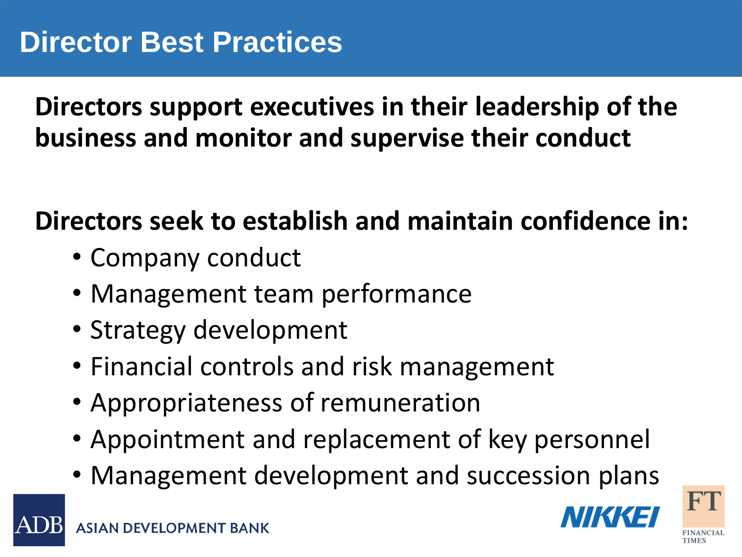# Director Best Practices

**Directors support executives in their leadership of the business and monitor and supervise their conduct**

**Directors seek to establish and maintain confidence in:**

- Company conduct
- Management team performance
- Strategy development
- Financial controls and risk management
- Appropriateness of remuneration
- Appointment and replacement of key personnel
- Management development and succession plans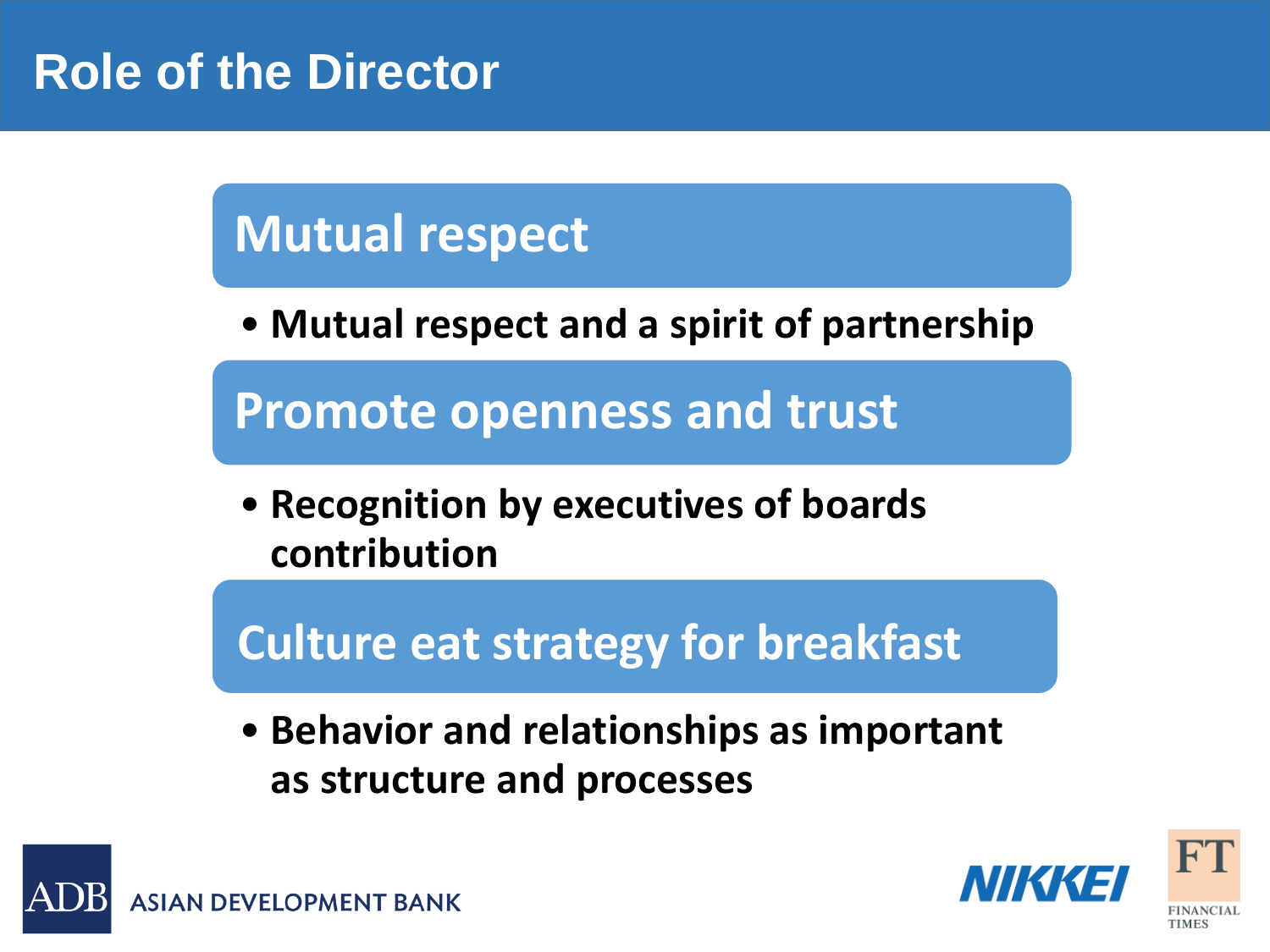# Role of the Director

## Mutual respect

- Mutual respect and a spirit of partnership

## Promote openness and trust

- Recognition by executives of boards contribution

## Culture eat strategy for breakfast

- Behavior and relationships as important as structure and processes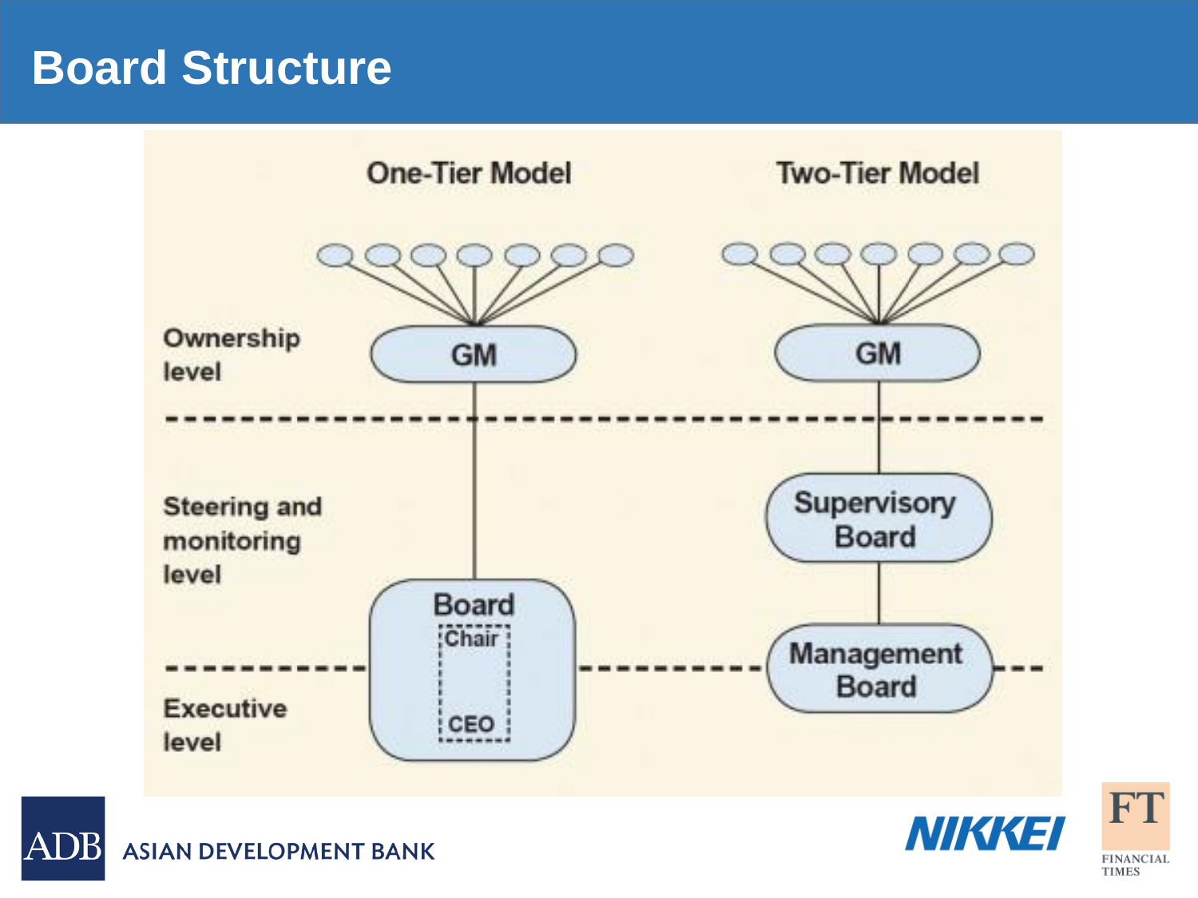# Board Structure

| | One-Tier Model | Two-Tier Model |
|---|---|---|
| Ownership level | GM | GM |
| Steering and monitoring level | Board (Chair) | Supervisory Board |
| Executive level | Board (CEO) | Management Board |

ASIAN DEVELOPMENT BANK

NIKKEI

FINANCIAL TIMES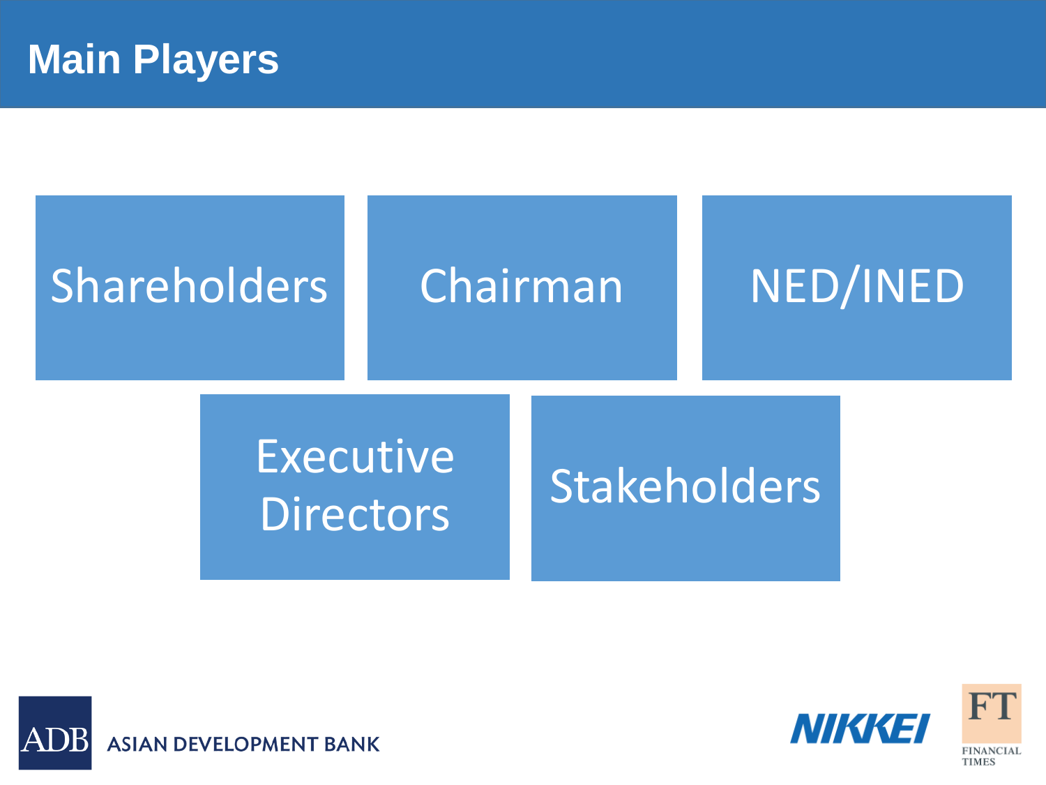# Main Players

- Shareholders
- Chairman
- NED/INED
- Executive Directors
- Stakeholders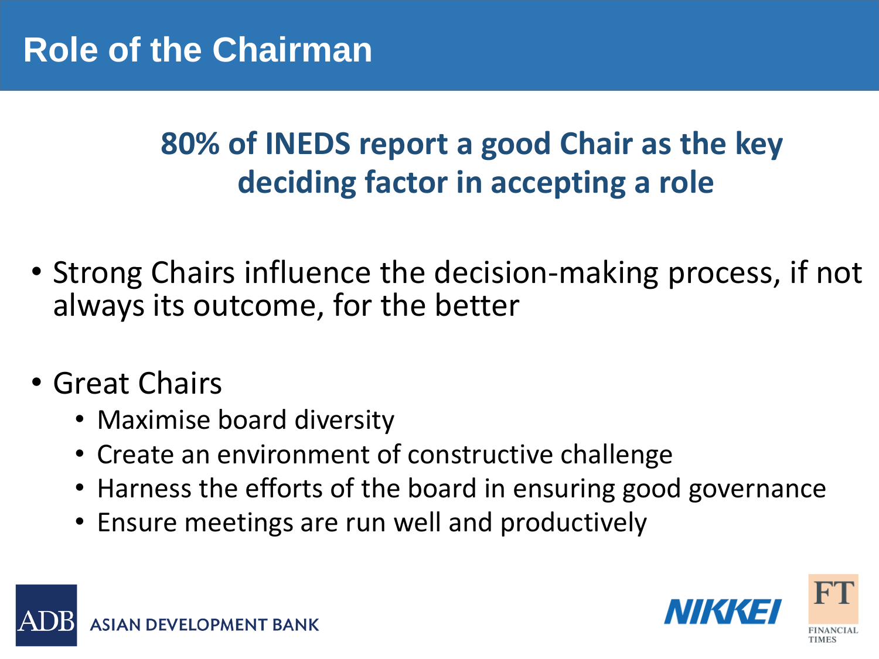# Role of the Chairman

**80% of INEDS report a good Chair as the key deciding factor in accepting a role**

- Strong Chairs influence the decision-making process, if not always its outcome, for the better
- Great Chairs
  - Maximise board diversity
  - Create an environment of constructive challenge
  - Harness the efforts of the board in ensuring good governance
  - Ensure meetings are run well and productively

ADB ASIAN DEVELOPMENT BANK NIKKEI FT FINANCIAL TIMES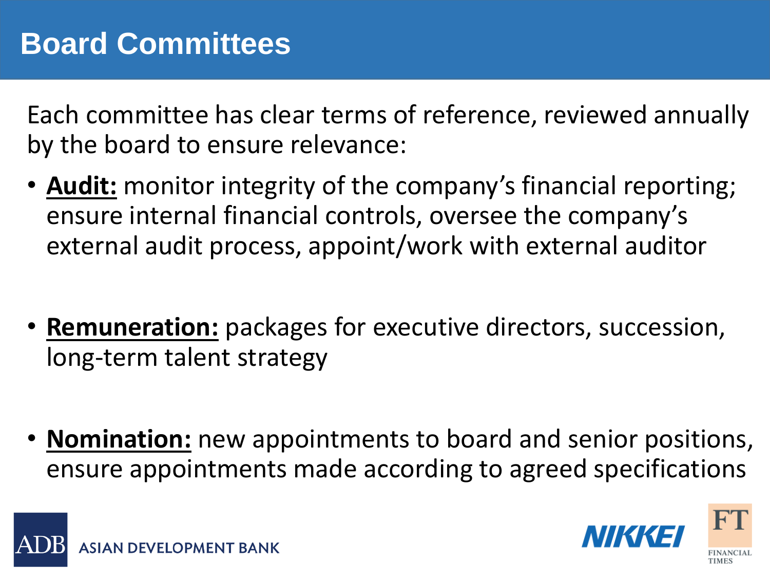# Board Committees

Each committee has clear terms of reference, reviewed annually by the board to ensure relevance:

- **Audit:** monitor integrity of the company's financial reporting; ensure internal financial controls, oversee the company's external audit process, appoint/work with external auditor
- **Remuneration:** packages for executive directors, succession, long-term talent strategy
- **Nomination:** new appointments to board and senior positions, ensure appointments made according to agreed specifications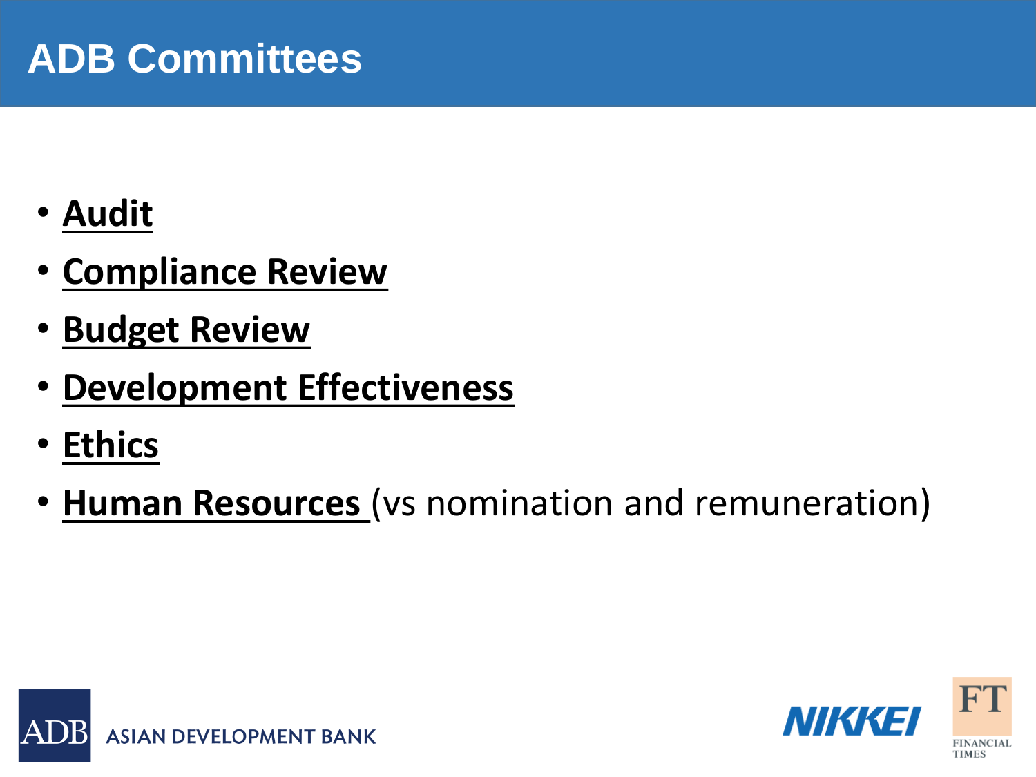# ADB Committees

- **Audit**
- **Compliance Review**
- **Budget Review**
- **Development Effectiveness**
- **Ethics**
- **Human Resources** (vs nomination and remuneration)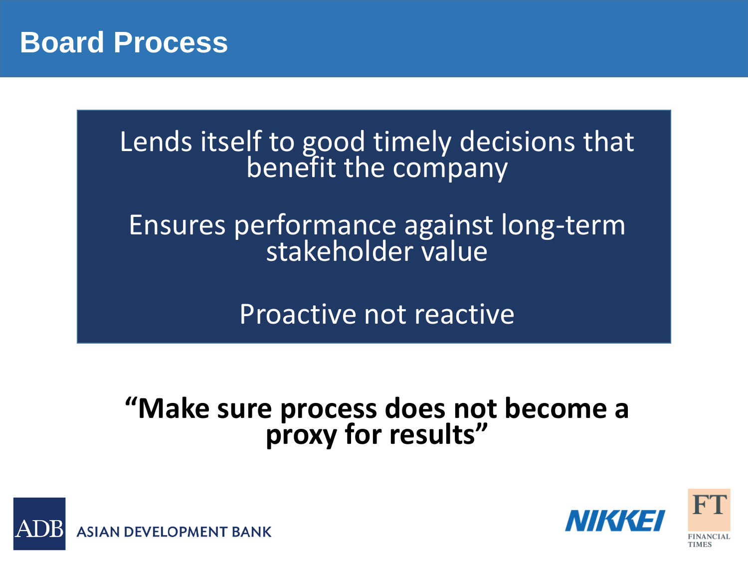# Board Process

Lends itself to good timely decisions that benefit the company

Ensures performance against long-term stakeholder value

Proactive not reactive

**"Make sure process does not become a proxy for results"**

ADB ASIAN DEVELOPMENT BANK

NIKKEI

FT FINANCIAL TIMES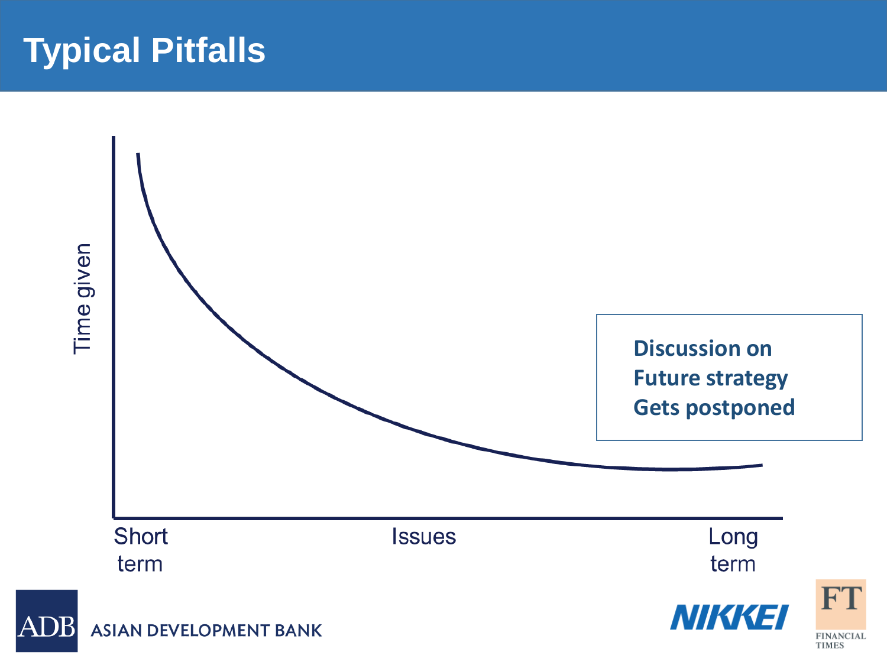# Typical Pitfalls

Time given

Short term

Issues

Long term

Discussion on
Future strategy
Gets postponed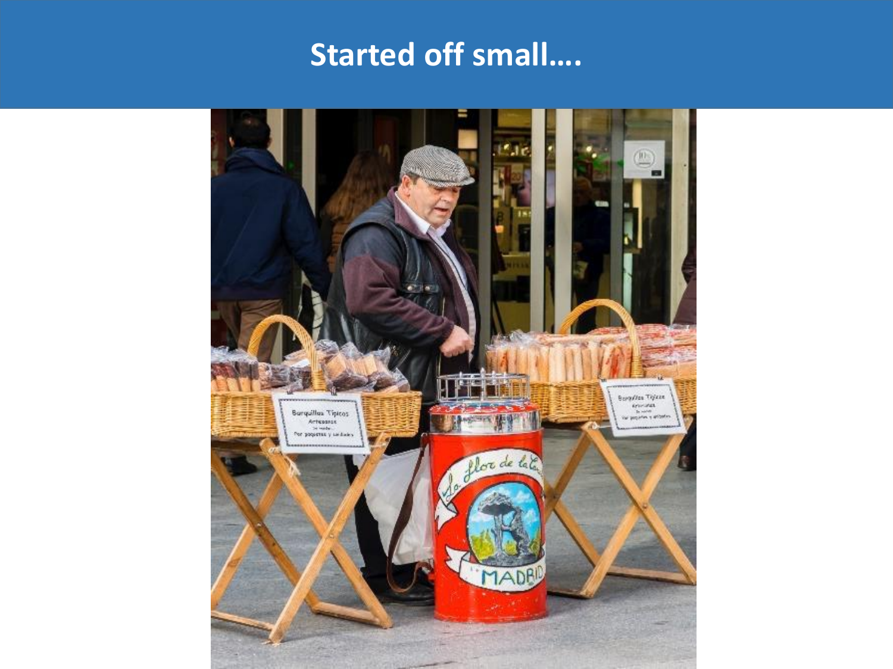# Started off small....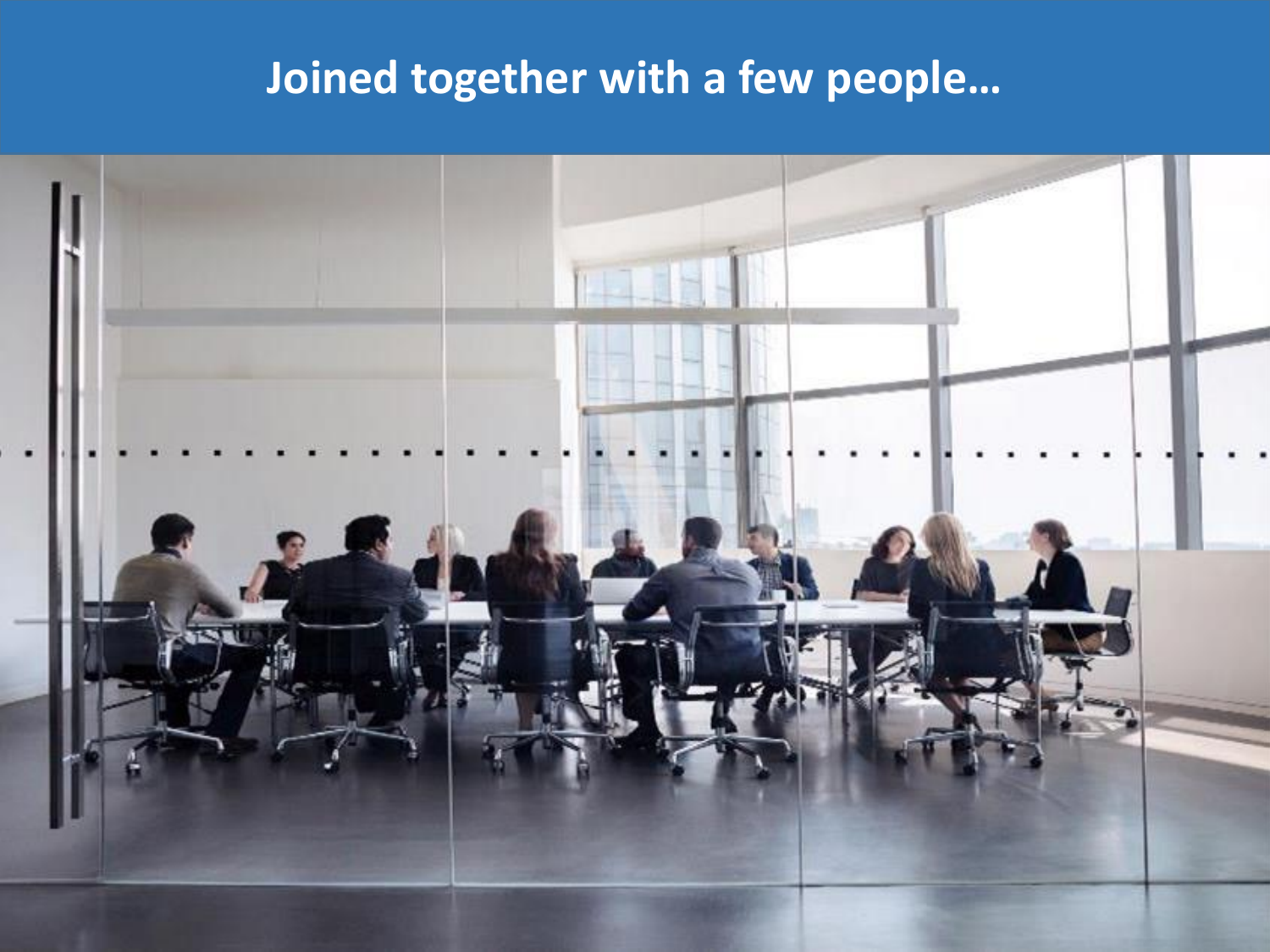# Joined together with a few people…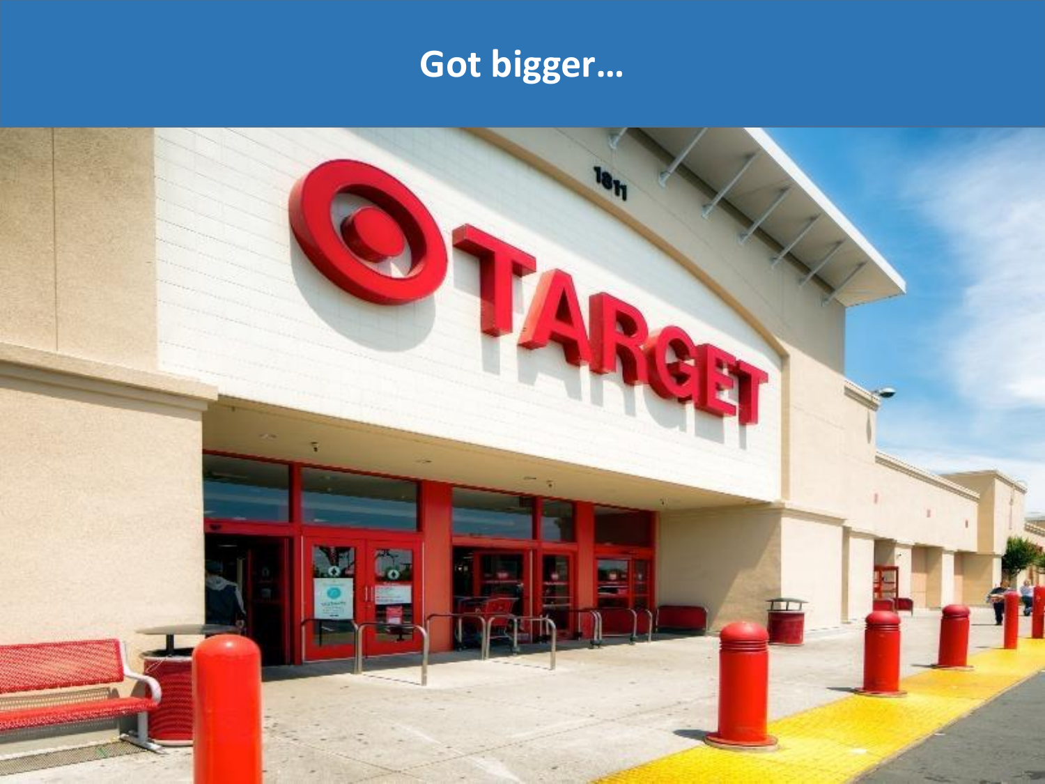# Got bigger…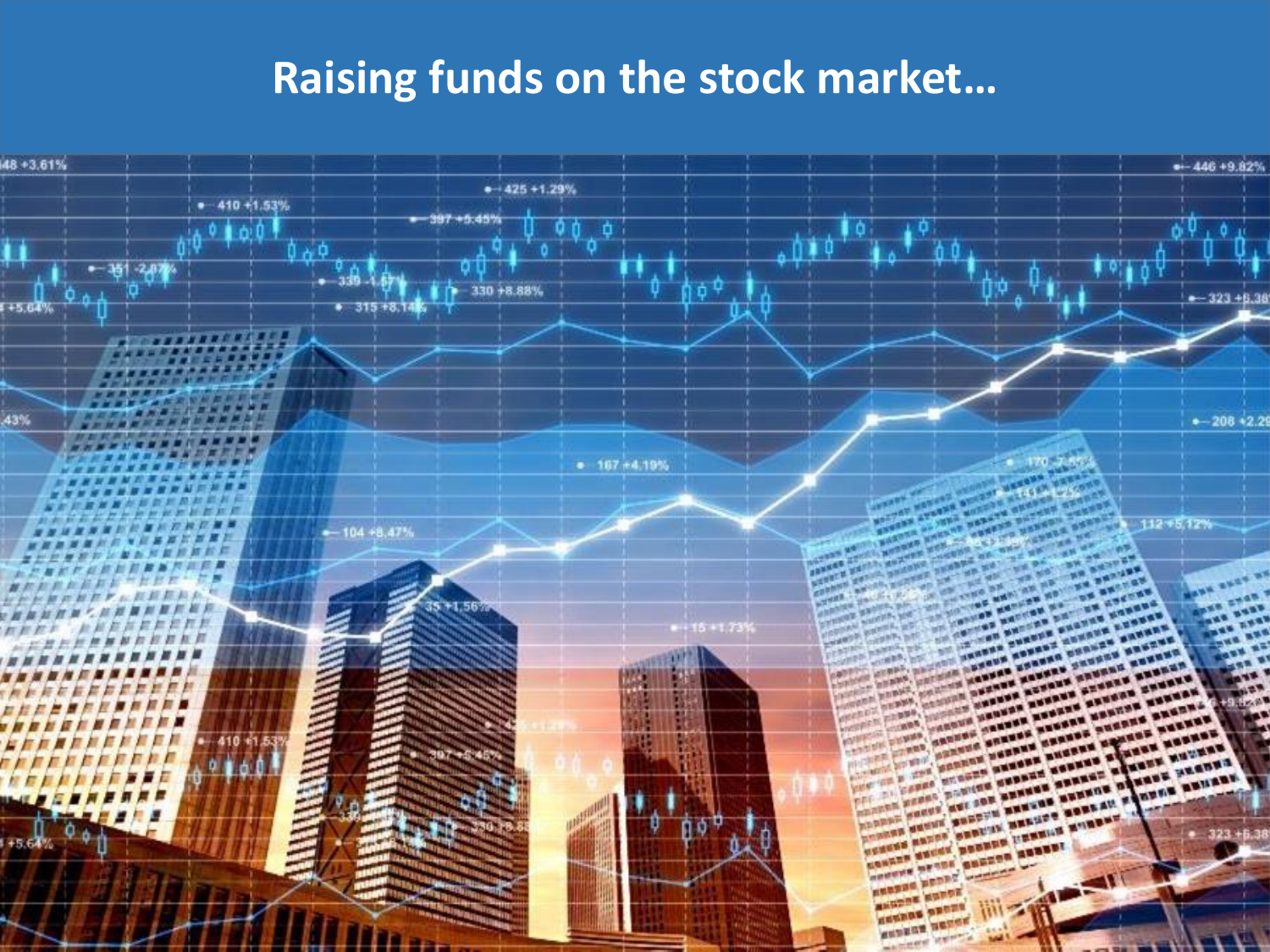# Raising funds on the stock market…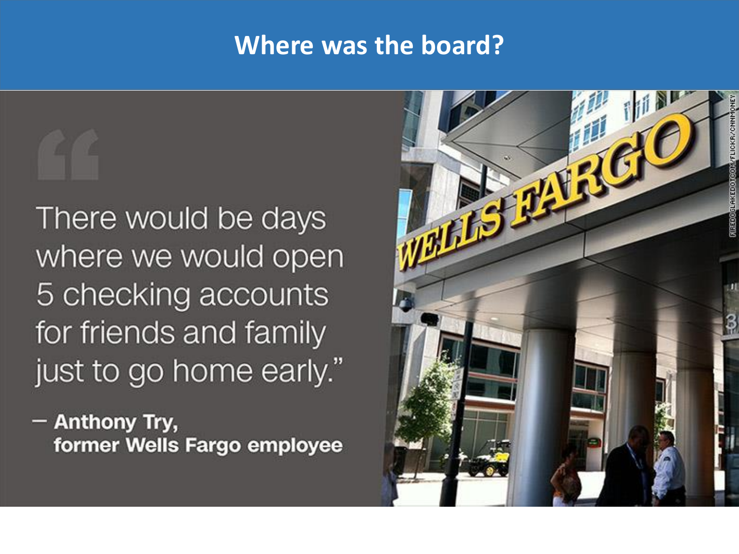# Where was the board?

> "There would be days where we would open 5 checking accounts for friends and family just to go home early."
>
> — **Anthony Try, former Wells Fargo employee**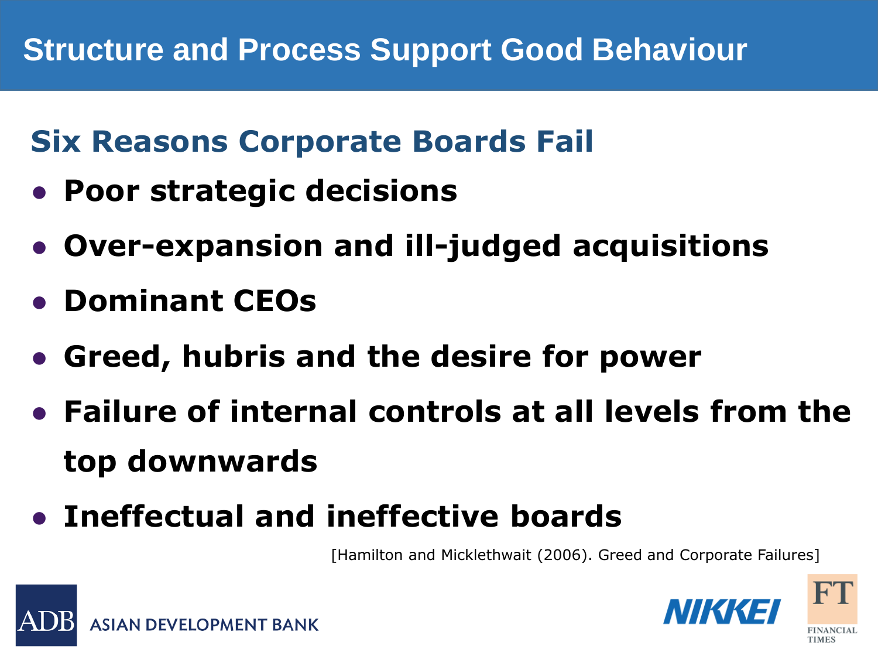# Structure and Process Support Good Behaviour

## Six Reasons Corporate Boards Fail

- **Poor strategic decisions**
- **Over-expansion and ill-judged acquisitions**
- **Dominant CEOs**
- **Greed, hubris and the desire for power**
- **Failure of internal controls at all levels from the top downwards**
- **Ineffectual and ineffective boards**

[Hamilton and Micklethwait (2006). Greed and Corporate Failures]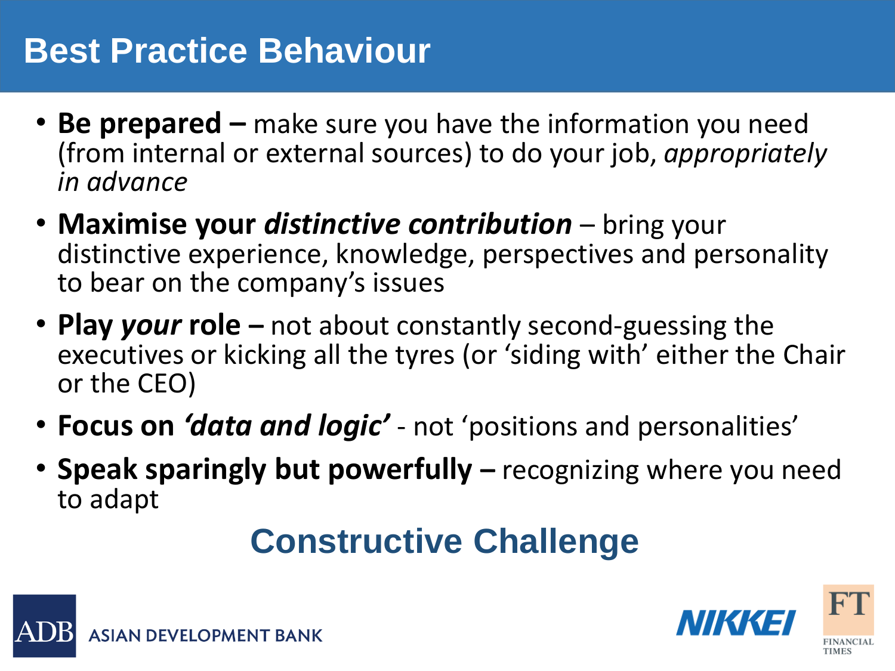# Best Practice Behaviour

- **Be prepared –** make sure you have the information you need (from internal or external sources) to do your job, *appropriately in advance*
- **Maximise your *distinctive contribution*** – bring your distinctive experience, knowledge, perspectives and personality to bear on the company's issues
- **Play *your* role –** not about constantly second-guessing the executives or kicking all the tyres (or 'siding with' either the Chair or the CEO)
- **Focus on *'data and logic'*** - not 'positions and personalities'
- **Speak sparingly but powerfully –** recognizing where you need to adapt

## Constructive Challenge

ADB ASIAN DEVELOPMENT BANK

NIKKEI

FT FINANCIAL TIMES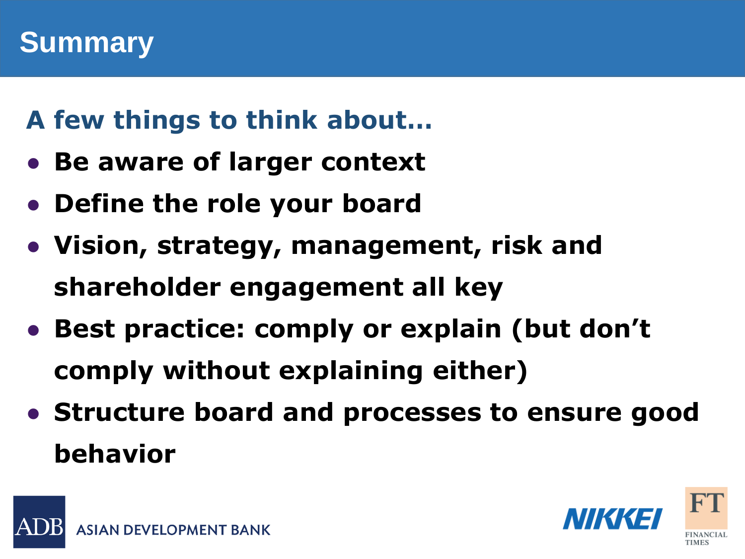# Summary

## A few things to think about…

- **Be aware of larger context**
- **Define the role your board**
- **Vision, strategy, management, risk and shareholder engagement all key**
- **Best practice: comply or explain (but don't comply without explaining either)**
- **Structure board and processes to ensure good behavior**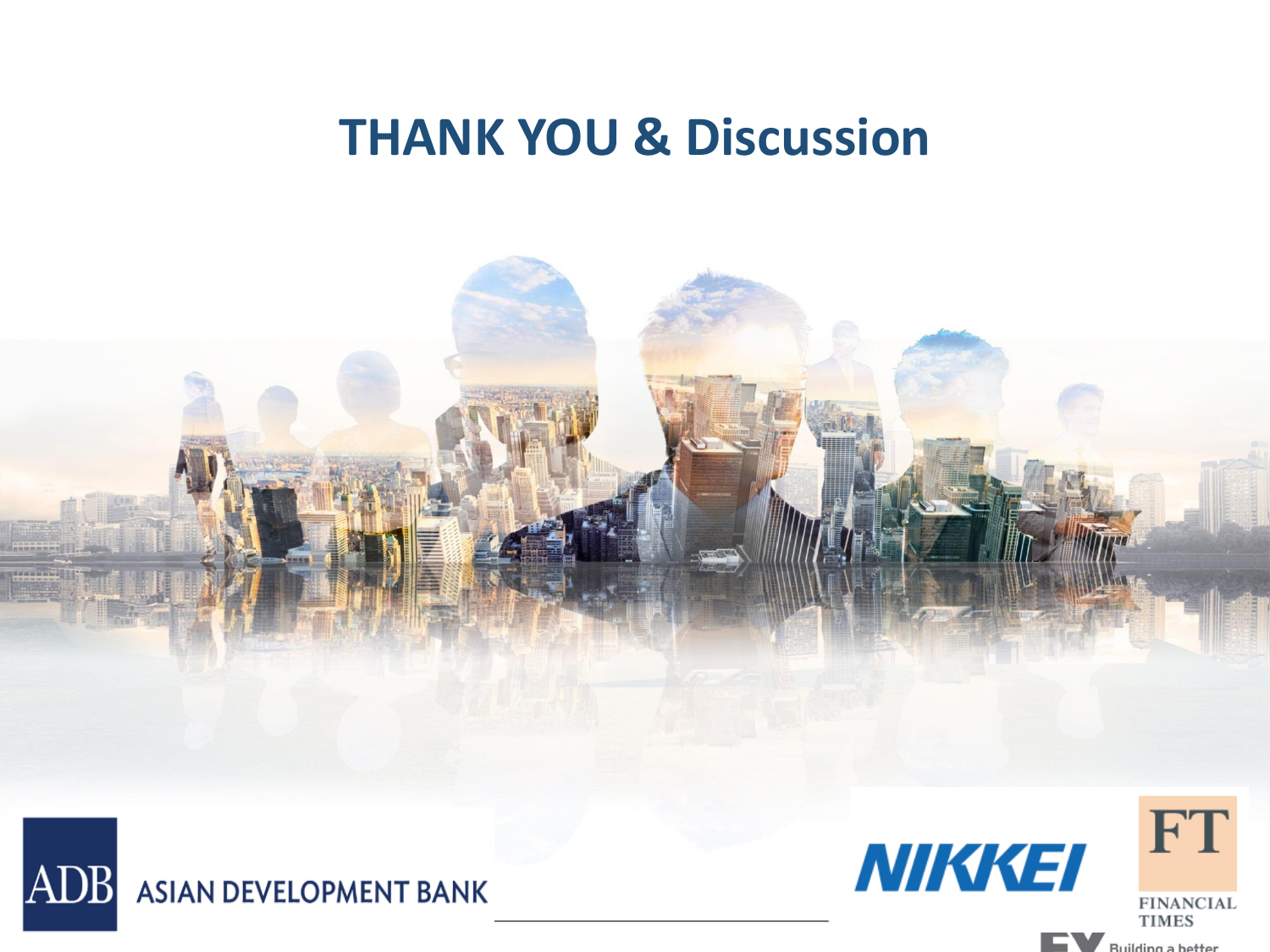# THANK YOU & Discussion

ADB ASIAN DEVELOPMENT BANK

NIKKEI

FT FINANCIAL TIMES

EY Building a better